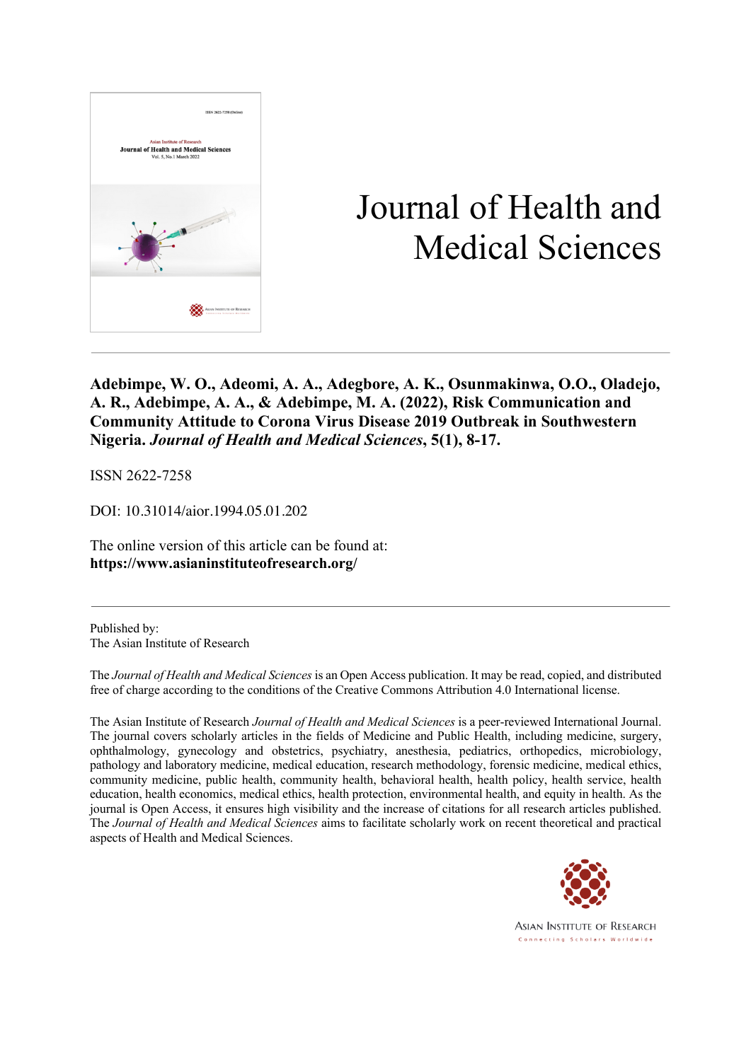# Journal of Health and Medical Sciences

**Adebimpe, W. O., Adeomi, A. A., Adegbore, A. K., Osunmakinwa, O.O., Oladejo, A. R., Adebimpe, A. A., & Adebimpe, M. A. (2022), Risk Communication and Community Attitude to Corona Virus Disease 2019 Outbreak in Southwestern Nigeria. *Journal of Health and Medical Sciences*, 5(1), 8-17.**

ISSN 2622-7258

DOI: 10.31014/aior.1994.05.01.202

The online version of this article can be found at:
**https://www.asianinstituteofresearch.org/**

---

Published by:
The Asian Institute of Research

The *Journal of Health and Medical Sciences* is an Open Access publication. It may be read, copied, and distributed free of charge according to the conditions of the Creative Commons Attribution 4.0 International license.

The Asian Institute of Research *Journal of Health and Medical Sciences* is a peer-reviewed International Journal. The journal covers scholarly articles in the fields of Medicine and Public Health, including medicine, surgery, ophthalmology, gynecology and obstetrics, psychiatry, anesthesia, pediatrics, orthopedics, microbiology, pathology and laboratory medicine, medical education, research methodology, forensic medicine, medical ethics, community medicine, public health, community health, behavioral health, health policy, health service, health education, health economics, medical ethics, health protection, environmental health, and equity in health. As the journal is Open Access, it ensures high visibility and the increase of citations for all research articles published. The *Journal of Health and Medical Sciences* aims to facilitate scholarly work on recent theoretical and practical aspects of Health and Medical Sciences.

ASIAN INSTITUTE OF RESEARCH
Connecting Scholars Worldwide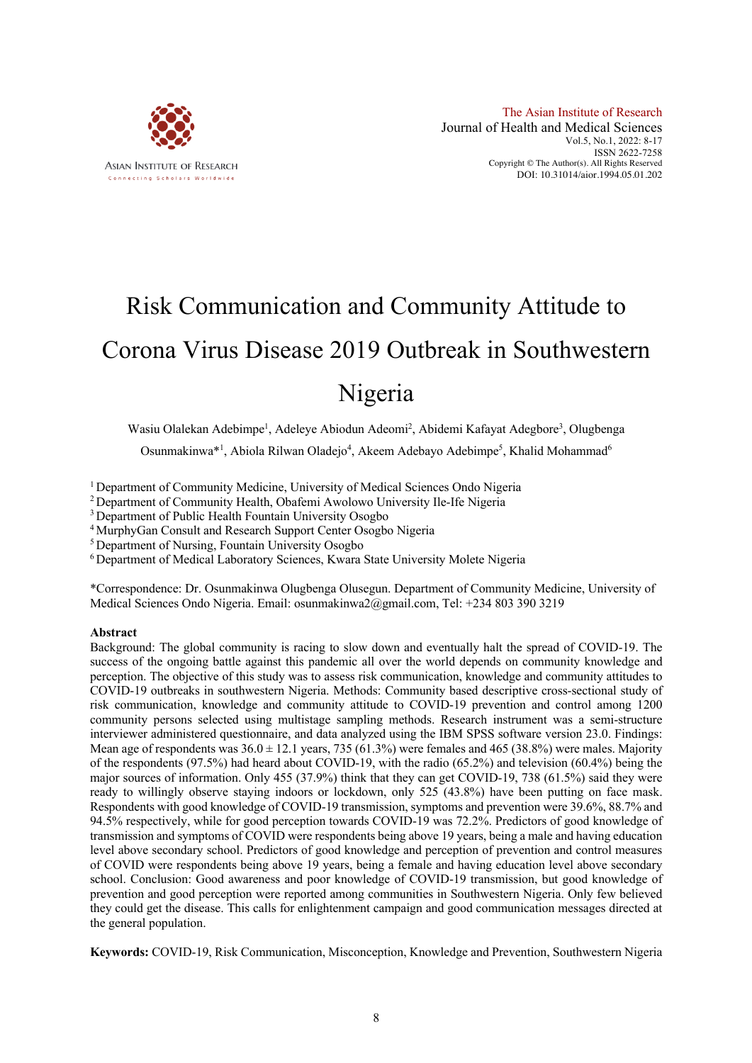# Risk Communication and Community Attitude to Corona Virus Disease 2019 Outbreak in Southwestern Nigeria

Wasiu Olalekan Adebimpe[1], Adeleye Abiodun Adeomi[2], Abidemi Kafayat Adegbore[3], Olugbenga Osunmakinwa*[1], Abiola Rilwan Oladejo[4], Akeem Adebayo Adebimpe[5], Khalid Mohammad[6]

[1] Department of Community Medicine, University of Medical Sciences Ondo Nigeria
[2] Department of Community Health, Obafemi Awolowo University Ile-Ife Nigeria
[3] Department of Public Health Fountain University Osogbo
[4] MurphyGan Consult and Research Support Center Osogbo Nigeria
[5] Department of Nursing, Fountain University Osogbo
[6] Department of Medical Laboratory Sciences, Kwara State University Molete Nigeria

*Correspondence: Dr. Osunmakinwa Olugbenga Olusegun. Department of Community Medicine, University of Medical Sciences Ondo Nigeria. Email: osunmakinwa2@gmail.com, Tel: +234 803 390 3219

## Abstract

Background: The global community is racing to slow down and eventually halt the spread of COVID-19. The success of the ongoing battle against this pandemic all over the world depends on community knowledge and perception. The objective of this study was to assess risk communication, knowledge and community attitudes to COVID-19 outbreaks in southwestern Nigeria. Methods: Community based descriptive cross-sectional study of risk communication, knowledge and community attitude to COVID-19 prevention and control among 1200 community persons selected using multistage sampling methods. Research instrument was a semi-structure interviewer administered questionnaire, and data analyzed using the IBM SPSS software version 23.0. Findings: Mean age of respondents was 36.0 ± 12.1 years, 735 (61.3%) were females and 465 (38.8%) were males. Majority of the respondents (97.5%) had heard about COVID-19, with the radio (65.2%) and television (60.4%) being the major sources of information. Only 455 (37.9%) think that they can get COVID-19, 738 (61.5%) said they were ready to willingly observe staying indoors or lockdown, only 525 (43.8%) have been putting on face mask. Respondents with good knowledge of COVID-19 transmission, symptoms and prevention were 39.6%, 88.7% and 94.5% respectively, while for good perception towards COVID-19 was 72.2%. Predictors of good knowledge of transmission and symptoms of COVID were respondents being above 19 years, being a male and having education level above secondary school. Predictors of good knowledge and perception of prevention and control measures of COVID were respondents being above 19 years, being a female and having education level above secondary school. Conclusion: Good awareness and poor knowledge of COVID-19 transmission, but good knowledge of prevention and good perception were reported among communities in Southwestern Nigeria. Only few believed they could get the disease. This calls for enlightenment campaign and good communication messages directed at the general population.

**Keywords:** COVID-19, Risk Communication, Misconception, Knowledge and Prevention, Southwestern Nigeria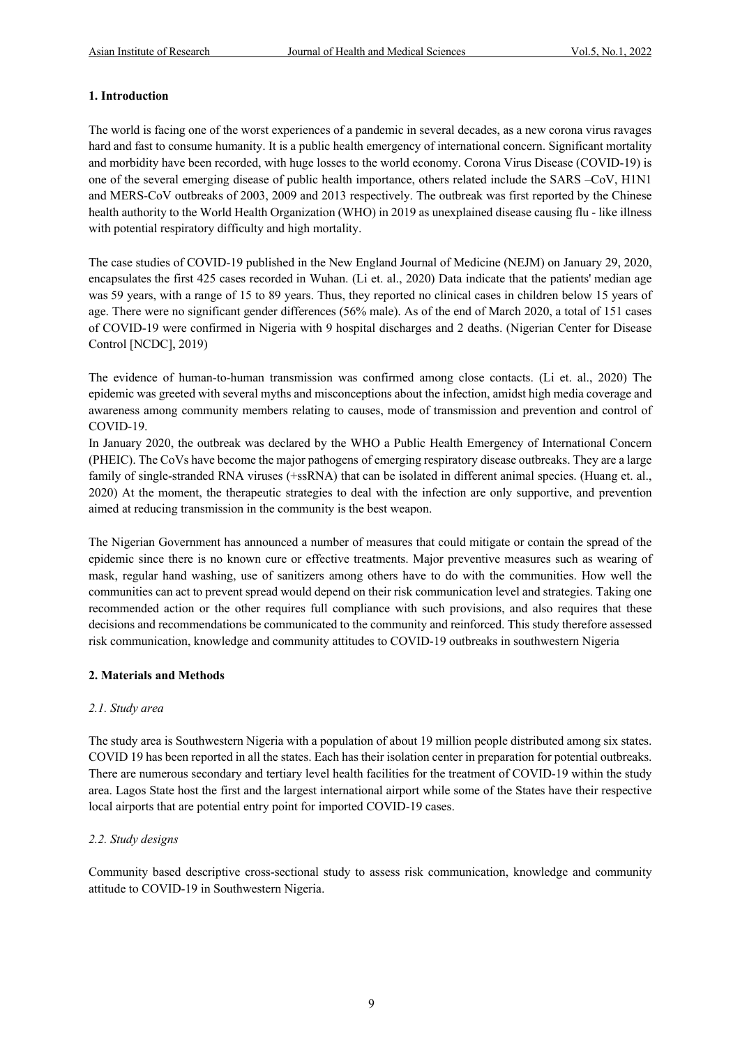## 1. Introduction

The world is facing one of the worst experiences of a pandemic in several decades, as a new corona virus ravages hard and fast to consume humanity. It is a public health emergency of international concern. Significant mortality and morbidity have been recorded, with huge losses to the world economy. Corona Virus Disease (COVID-19) is one of the several emerging disease of public health importance, others related include the SARS –CoV, H1N1 and MERS-CoV outbreaks of 2003, 2009 and 2013 respectively. The outbreak was first reported by the Chinese health authority to the World Health Organization (WHO) in 2019 as unexplained disease causing flu - like illness with potential respiratory difficulty and high mortality.

The case studies of COVID-19 published in the New England Journal of Medicine (NEJM) on January 29, 2020, encapsulates the first 425 cases recorded in Wuhan. (Li et. al., 2020) Data indicate that the patients' median age was 59 years, with a range of 15 to 89 years. Thus, they reported no clinical cases in children below 15 years of age. There were no significant gender differences (56% male). As of the end of March 2020, a total of 151 cases of COVID-19 were confirmed in Nigeria with 9 hospital discharges and 2 deaths. (Nigerian Center for Disease Control [NCDC], 2019)

The evidence of human-to-human transmission was confirmed among close contacts. (Li et. al., 2020) The epidemic was greeted with several myths and misconceptions about the infection, amidst high media coverage and awareness among community members relating to causes, mode of transmission and prevention and control of COVID-19.

In January 2020, the outbreak was declared by the WHO a Public Health Emergency of International Concern (PHEIC). The CoVs have become the major pathogens of emerging respiratory disease outbreaks. They are a large family of single-stranded RNA viruses (+ssRNA) that can be isolated in different animal species. (Huang et. al., 2020) At the moment, the therapeutic strategies to deal with the infection are only supportive, and prevention aimed at reducing transmission in the community is the best weapon.

The Nigerian Government has announced a number of measures that could mitigate or contain the spread of the epidemic since there is no known cure or effective treatments. Major preventive measures such as wearing of mask, regular hand washing, use of sanitizers among others have to do with the communities. How well the communities can act to prevent spread would depend on their risk communication level and strategies. Taking one recommended action or the other requires full compliance with such provisions, and also requires that these decisions and recommendations be communicated to the community and reinforced. This study therefore assessed risk communication, knowledge and community attitudes to COVID-19 outbreaks in southwestern Nigeria

## 2. Materials and Methods

### *2.1. Study area*

The study area is Southwestern Nigeria with a population of about 19 million people distributed among six states. COVID 19 has been reported in all the states. Each has their isolation center in preparation for potential outbreaks. There are numerous secondary and tertiary level health facilities for the treatment of COVID-19 within the study area. Lagos State host the first and the largest international airport while some of the States have their respective local airports that are potential entry point for imported COVID-19 cases.

### *2.2. Study designs*

Community based descriptive cross-sectional study to assess risk communication, knowledge and community attitude to COVID-19 in Southwestern Nigeria.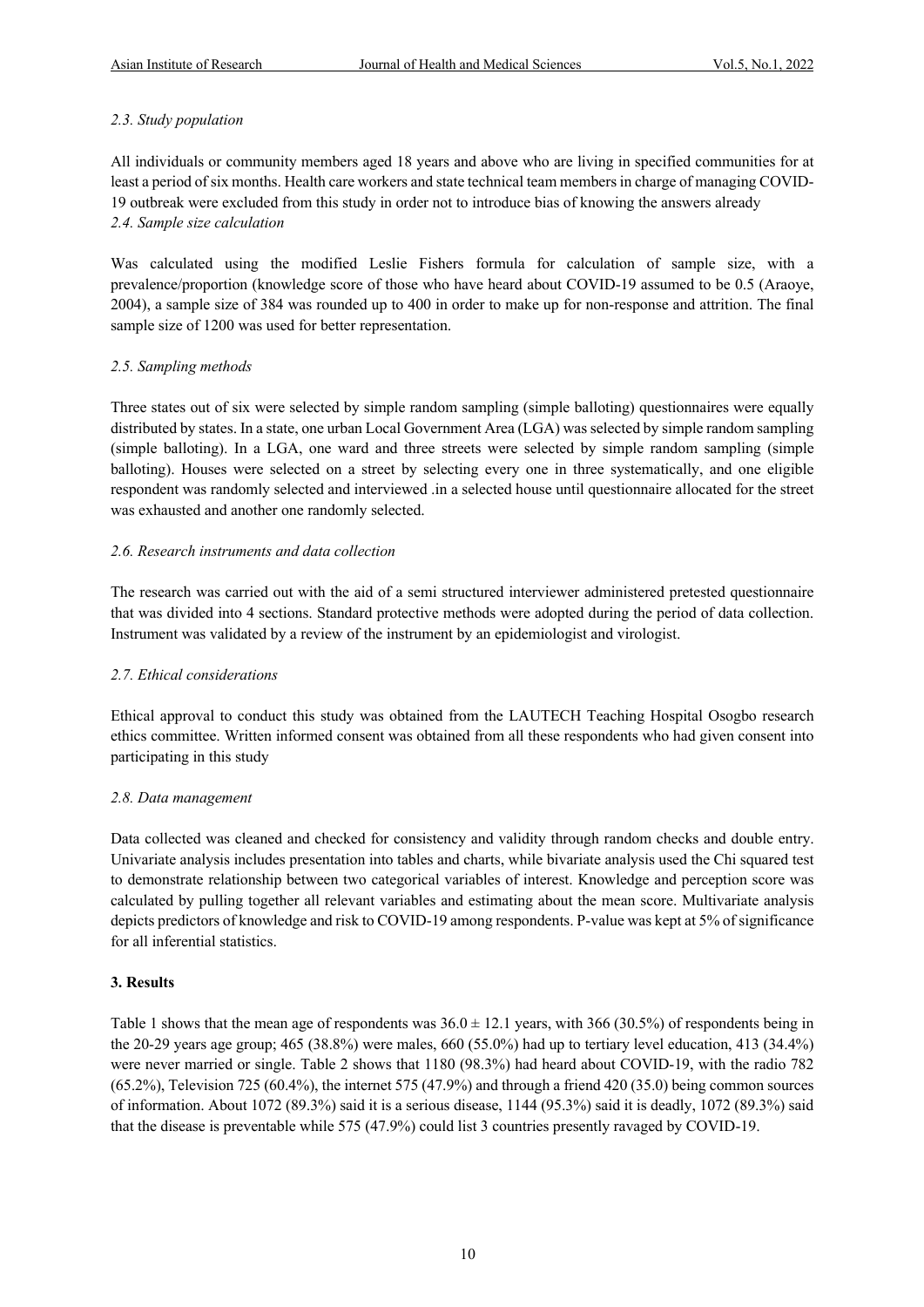*2.3. Study population*

All individuals or community members aged 18 years and above who are living in specified communities for at least a period of six months. Health care workers and state technical team members in charge of managing COVID-19 outbreak were excluded from this study in order not to introduce bias of knowing the answers already

*2.4. Sample size calculation*

Was calculated using the modified Leslie Fishers formula for calculation of sample size, with a prevalence/proportion (knowledge score of those who have heard about COVID-19 assumed to be 0.5 (Araoye, 2004), a sample size of 384 was rounded up to 400 in order to make up for non-response and attrition. The final sample size of 1200 was used for better representation.

*2.5. Sampling methods*

Three states out of six were selected by simple random sampling (simple balloting) questionnaires were equally distributed by states. In a state, one urban Local Government Area (LGA) was selected by simple random sampling (simple balloting). In a LGA, one ward and three streets were selected by simple random sampling (simple balloting). Houses were selected on a street by selecting every one in three systematically, and one eligible respondent was randomly selected and interviewed .in a selected house until questionnaire allocated for the street was exhausted and another one randomly selected.

*2.6. Research instruments and data collection*

The research was carried out with the aid of a semi structured interviewer administered pretested questionnaire that was divided into 4 sections. Standard protective methods were adopted during the period of data collection. Instrument was validated by a review of the instrument by an epidemiologist and virologist.

*2.7. Ethical considerations*

Ethical approval to conduct this study was obtained from the LAUTECH Teaching Hospital Osogbo research ethics committee. Written informed consent was obtained from all these respondents who had given consent into participating in this study

*2.8. Data management*

Data collected was cleaned and checked for consistency and validity through random checks and double entry. Univariate analysis includes presentation into tables and charts, while bivariate analysis used the Chi squared test to demonstrate relationship between two categorical variables of interest. Knowledge and perception score was calculated by pulling together all relevant variables and estimating about the mean score. Multivariate analysis depicts predictors of knowledge and risk to COVID-19 among respondents. P-value was kept at 5% of significance for all inferential statistics.

## 3. Results

Table 1 shows that the mean age of respondents was $36.0 \pm 12.1$ years, with 366 (30.5%) of respondents being in the 20-29 years age group; 465 (38.8%) were males, 660 (55.0%) had up to tertiary level education, 413 (34.4%) were never married or single. Table 2 shows that 1180 (98.3%) had heard about COVID-19, with the radio 782 (65.2%), Television 725 (60.4%), the internet 575 (47.9%) and through a friend 420 (35.0) being common sources of information. About 1072 (89.3%) said it is a serious disease, 1144 (95.3%) said it is deadly, 1072 (89.3%) said that the disease is preventable while 575 (47.9%) could list 3 countries presently ravaged by COVID-19.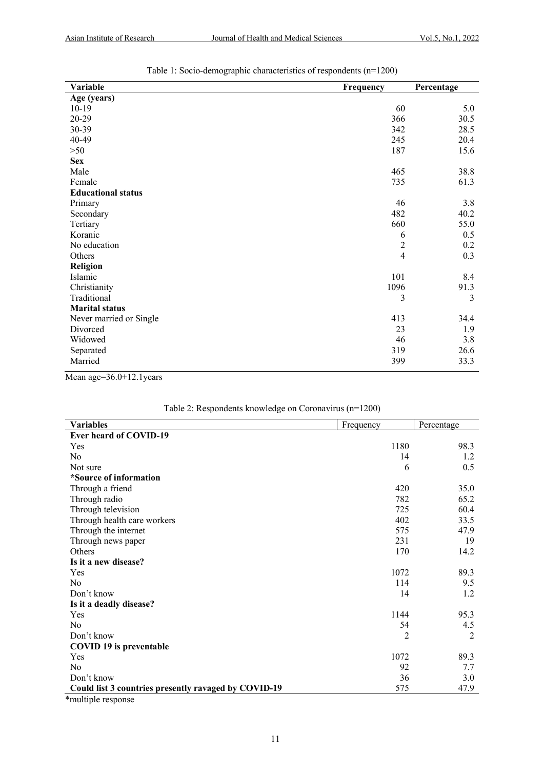Table 1: Socio-demographic characteristics of respondents (n=1200)

| Variable | Frequency | Percentage |
|---|---|---|
| **Age (years)** | | |
| 10-19 | 60 | 5.0 |
| 20-29 | 366 | 30.5 |
| 30-39 | 342 | 28.5 |
| 40-49 | 245 | 20.4 |
| >50 | 187 | 15.6 |
| **Sex** | | |
| Male | 465 | 38.8 |
| Female | 735 | 61.3 |
| **Educational status** | | |
| Primary | 46 | 3.8 |
| Secondary | 482 | 40.2 |
| Tertiary | 660 | 55.0 |
| Koranic | 6 | 0.5 |
| No education | 2 | 0.2 |
| Others | 4 | 0.3 |
| **Religion** | | |
| Islamic | 101 | 8.4 |
| Christianity | 1096 | 91.3 |
| Traditional | 3 | 3 |
| **Marital status** | | |
| Never married or Single | 413 | 34.4 |
| Divorced | 23 | 1.9 |
| Widowed | 46 | 3.8 |
| Separated | 319 | 26.6 |
| Married | 399 | 33.3 |

Mean age=36.0+12.1years

Table 2: Respondents knowledge on Coronavirus (n=1200)

| Variables | Frequency | Percentage |
|---|---|---|
| **Ever heard of COVID-19** | | |
| Yes | 1180 | 98.3 |
| No | 14 | 1.2 |
| Not sure | 6 | 0.5 |
| ***Source of information** | | |
| Through a friend | 420 | 35.0 |
| Through radio | 782 | 65.2 |
| Through television | 725 | 60.4 |
| Through health care workers | 402 | 33.5 |
| Through the internet | 575 | 47.9 |
| Through news paper | 231 | 19 |
| Others | 170 | 14.2 |
| **Is it a new disease?** | | |
| Yes | 1072 | 89.3 |
| No | 114 | 9.5 |
| Don't know | 14 | 1.2 |
| **Is it a deadly disease?** | | |
| Yes | 1144 | 95.3 |
| No | 54 | 4.5 |
| Don't know | 2 | 2 |
| **COVID 19 is preventable** | | |
| Yes | 1072 | 89.3 |
| No | 92 | 7.7 |
| Don't know | 36 | 3.0 |
| **Could list 3 countries presently ravaged by COVID-19** | 575 | 47.9 |

*multiple response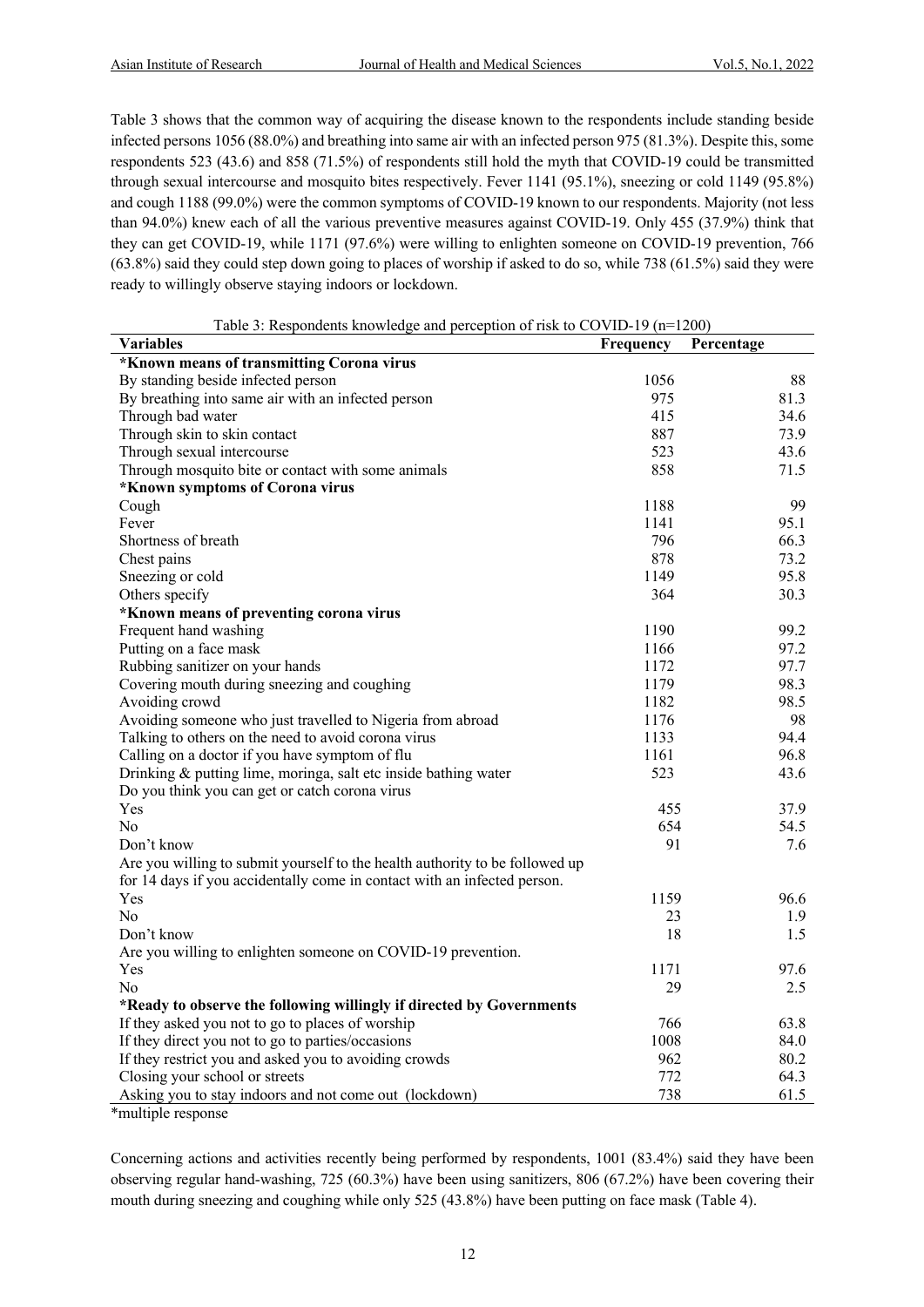Table 3 shows that the common way of acquiring the disease known to the respondents include standing beside infected persons 1056 (88.0%) and breathing into same air with an infected person 975 (81.3%). Despite this, some respondents 523 (43.6) and 858 (71.5%) of respondents still hold the myth that COVID-19 could be transmitted through sexual intercourse and mosquito bites respectively. Fever 1141 (95.1%), sneezing or cold 1149 (95.8%) and cough 1188 (99.0%) were the common symptoms of COVID-19 known to our respondents. Majority (not less than 94.0%) knew each of all the various preventive measures against COVID-19. Only 455 (37.9%) think that they can get COVID-19, while 1171 (97.6%) were willing to enlighten someone on COVID-19 prevention, 766 (63.8%) said they could step down going to places of worship if asked to do so, while 738 (61.5%) said they were ready to willingly observe staying indoors or lockdown.

Table 3: Respondents knowledge and perception of risk to COVID-19 (n=1200)

| Variables | Frequency | Percentage |
|---|---|---|
| **\*Known means of transmitting Corona virus** | | |
| By standing beside infected person | 1056 | 88 |
| By breathing into same air with an infected person | 975 | 81.3 |
| Through bad water | 415 | 34.6 |
| Through skin to skin contact | 887 | 73.9 |
| Through sexual intercourse | 523 | 43.6 |
| Through mosquito bite or contact with some animals | 858 | 71.5 |
| **\*Known symptoms of Corona virus** | | |
| Cough | 1188 | 99 |
| Fever | 1141 | 95.1 |
| Shortness of breath | 796 | 66.3 |
| Chest pains | 878 | 73.2 |
| Sneezing or cold | 1149 | 95.8 |
| Others specify | 364 | 30.3 |
| **\*Known means of preventing corona virus** | | |
| Frequent hand washing | 1190 | 99.2 |
| Putting on a face mask | 1166 | 97.2 |
| Rubbing sanitizer on your hands | 1172 | 97.7 |
| Covering mouth during sneezing and coughing | 1179 | 98.3 |
| Avoiding crowd | 1182 | 98.5 |
| Avoiding someone who just travelled to Nigeria from abroad | 1176 | 98 |
| Talking to others on the need to avoid corona virus | 1133 | 94.4 |
| Calling on a doctor if you have symptom of flu | 1161 | 96.8 |
| Drinking & putting lime, moringa, salt etc inside bathing water | 523 | 43.6 |
| Do you think you can get or catch corona virus | | |
| Yes | 455 | 37.9 |
| No | 654 | 54.5 |
| Don't know | 91 | 7.6 |
| Are you willing to submit yourself to the health authority to be followed up for 14 days if you accidentally come in contact with an infected person. | | |
| Yes | 1159 | 96.6 |
| No | 23 | 1.9 |
| Don't know | 18 | 1.5 |
| Are you willing to enlighten someone on COVID-19 prevention. | | |
| Yes | 1171 | 97.6 |
| No | 29 | 2.5 |
| **\*Ready to observe the following willingly if directed by Governments** | | |
| If they asked you not to go to places of worship | 766 | 63.8 |
| If they direct you not to go to parties/occasions | 1008 | 84.0 |
| If they restrict you and asked you to avoiding crowds | 962 | 80.2 |
| Closing your school or streets | 772 | 64.3 |
| Asking you to stay indoors and not come out (lockdown) | 738 | 61.5 |

*multiple response

Concerning actions and activities recently being performed by respondents, 1001 (83.4%) said they have been observing regular hand-washing, 725 (60.3%) have been using sanitizers, 806 (67.2%) have been covering their mouth during sneezing and coughing while only 525 (43.8%) have been putting on face mask (Table 4).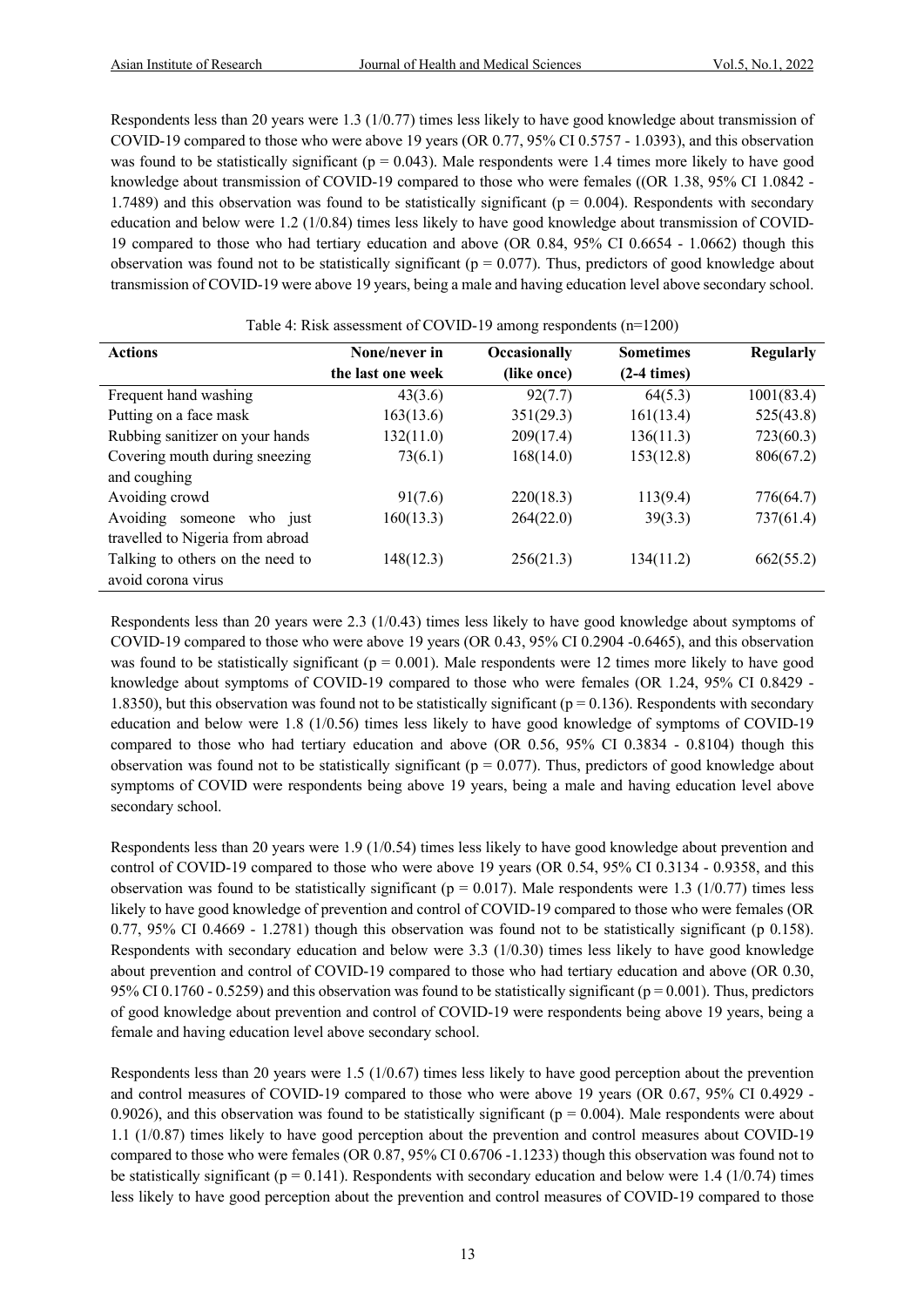Respondents less than 20 years were 1.3 (1/0.77) times less likely to have good knowledge about transmission of COVID-19 compared to those who were above 19 years (OR 0.77, 95% CI 0.5757 - 1.0393), and this observation was found to be statistically significant (p = 0.043). Male respondents were 1.4 times more likely to have good knowledge about transmission of COVID-19 compared to those who were females ((OR 1.38, 95% CI 1.0842 - 1.7489) and this observation was found to be statistically significant (p = 0.004). Respondents with secondary education and below were 1.2 (1/0.84) times less likely to have good knowledge about transmission of COVID-19 compared to those who had tertiary education and above (OR 0.84, 95% CI 0.6654 - 1.0662) though this observation was found not to be statistically significant (p = 0.077). Thus, predictors of good knowledge about transmission of COVID-19 were above 19 years, being a male and having education level above secondary school.

Table 4: Risk assessment of COVID-19 among respondents (n=1200)

| Actions | None/never in the last one week | Occasionally (like once) | Sometimes (2-4 times) | Regularly |
|---|---|---|---|---|
| Frequent hand washing | 43(3.6) | 92(7.7) | 64(5.3) | 1001(83.4) |
| Putting on a face mask | 163(13.6) | 351(29.3) | 161(13.4) | 525(43.8) |
| Rubbing sanitizer on your hands | 132(11.0) | 209(17.4) | 136(11.3) | 723(60.3) |
| Covering mouth during sneezing and coughing | 73(6.1) | 168(14.0) | 153(12.8) | 806(67.2) |
| Avoiding crowd | 91(7.6) | 220(18.3) | 113(9.4) | 776(64.7) |
| Avoiding someone who just travelled to Nigeria from abroad | 160(13.3) | 264(22.0) | 39(3.3) | 737(61.4) |
| Talking to others on the need to avoid corona virus | 148(12.3) | 256(21.3) | 134(11.2) | 662(55.2) |

Respondents less than 20 years were 2.3 (1/0.43) times less likely to have good knowledge about symptoms of COVID-19 compared to those who were above 19 years (OR 0.43, 95% CI 0.2904 -0.6465), and this observation was found to be statistically significant (p = 0.001). Male respondents were 12 times more likely to have good knowledge about symptoms of COVID-19 compared to those who were females (OR 1.24, 95% CI 0.8429 - 1.8350), but this observation was found not to be statistically significant (p = 0.136). Respondents with secondary education and below were 1.8 (1/0.56) times less likely to have good knowledge of symptoms of COVID-19 compared to those who had tertiary education and above (OR 0.56, 95% CI 0.3834 - 0.8104) though this observation was found not to be statistically significant (p = 0.077). Thus, predictors of good knowledge about symptoms of COVID were respondents being above 19 years, being a male and having education level above secondary school.

Respondents less than 20 years were 1.9 (1/0.54) times less likely to have good knowledge about prevention and control of COVID-19 compared to those who were above 19 years (OR 0.54, 95% CI 0.3134 - 0.9358, and this observation was found to be statistically significant (p = 0.017). Male respondents were 1.3 (1/0.77) times less likely to have good knowledge of prevention and control of COVID-19 compared to those who were females (OR 0.77, 95% CI 0.4669 - 1.2781) though this observation was found not to be statistically significant (p 0.158). Respondents with secondary education and below were 3.3 (1/0.30) times less likely to have good knowledge about prevention and control of COVID-19 compared to those who had tertiary education and above (OR 0.30, 95% CI 0.1760 - 0.5259) and this observation was found to be statistically significant (p = 0.001). Thus, predictors of good knowledge about prevention and control of COVID-19 were respondents being above 19 years, being a female and having education level above secondary school.

Respondents less than 20 years were 1.5 (1/0.67) times less likely to have good perception about the prevention and control measures of COVID-19 compared to those who were above 19 years (OR 0.67, 95% CI 0.4929 - 0.9026), and this observation was found to be statistically significant (p = 0.004). Male respondents were about 1.1 (1/0.87) times likely to have good perception about the prevention and control measures about COVID-19 compared to those who were females (OR 0.87, 95% CI 0.6706 -1.1233) though this observation was found not to be statistically significant (p = 0.141). Respondents with secondary education and below were 1.4 (1/0.74) times less likely to have good perception about the prevention and control measures of COVID-19 compared to those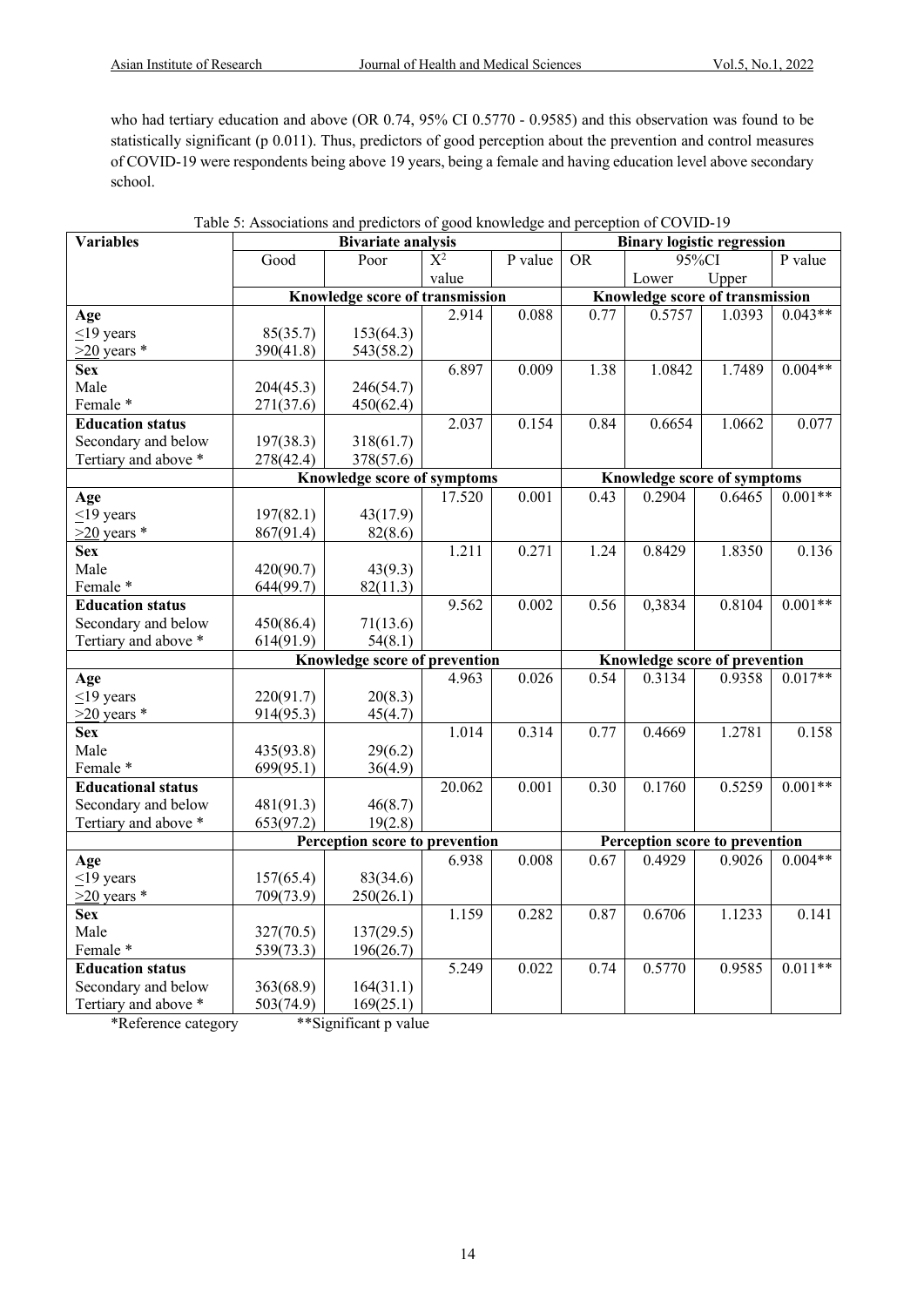who had tertiary education and above (OR 0.74, 95% CI 0.5770 - 0.9585) and this observation was found to be statistically significant (p 0.011). Thus, predictors of good perception about the prevention and control measures of COVID-19 were respondents being above 19 years, being a female and having education level above secondary school.

Table 5: Associations and predictors of good knowledge and perception of COVID-19

| Variables | Bivariate analysis | | | | Binary logistic regression | | | |
|---|---|---|---|---|---|---|---|---|
| | Good | Poor | $X^2$ value | P value | OR | 95%CI Lower | 95%CI Upper | P value |
| | Knowledge score of transmission | | | | Knowledge score of transmission | | | |
| **Age** | | | 2.914 | 0.088 | 0.77 | 0.5757 | 1.0393 | 0.043** |
| ≤19 years | 85(35.7) | 153(64.3) | | | | | | |
| ≥20 years * | 390(41.8) | 543(58.2) | | | | | | |
| **Sex** | | | 6.897 | 0.009 | 1.38 | 1.0842 | 1.7489 | 0.004** |
| Male | 204(45.3) | 246(54.7) | | | | | | |
| Female * | 271(37.6) | 450(62.4) | | | | | | |
| **Education status** | | | 2.037 | 0.154 | 0.84 | 0.6654 | 1.0662 | 0.077 |
| Secondary and below | 197(38.3) | 318(61.7) | | | | | | |
| Tertiary and above * | 278(42.4) | 378(57.6) | | | | | | |
| | Knowledge score of symptoms | | | | Knowledge score of symptoms | | | |
| **Age** | | | 17.520 | 0.001 | 0.43 | 0.2904 | 0.6465 | 0.001** |
| ≤19 years | 197(82.1) | 43(17.9) | | | | | | |
| ≥20 years * | 867(91.4) | 82(8.6) | | | | | | |
| **Sex** | | | 1.211 | 0.271 | 1.24 | 0.8429 | 1.8350 | 0.136 |
| Male | 420(90.7) | 43(9.3) | | | | | | |
| Female * | 644(99.7) | 82(11.3) | | | | | | |
| **Education status** | | | 9.562 | 0.002 | 0.56 | 0,3834 | 0.8104 | 0.001** |
| Secondary and below | 450(86.4) | 71(13.6) | | | | | | |
| Tertiary and above * | 614(91.9) | 54(8.1) | | | | | | |
| | Knowledge score of prevention | | | | Knowledge score of prevention | | | |
| **Age** | | | 4.963 | 0.026 | 0.54 | 0.3134 | 0.9358 | 0.017** |
| ≤19 years | 220(91.7) | 20(8.3) | | | | | | |
| >20 years * | 914(95.3) | 45(4.7) | | | | | | |
| **Sex** | | | 1.014 | 0.314 | 0.77 | 0.4669 | 1.2781 | 0.158 |
| Male | 435(93.8) | 29(6.2) | | | | | | |
| Female * | 699(95.1) | 36(4.9) | | | | | | |
| **Educational status** | | | 20.062 | 0.001 | 0.30 | 0.1760 | 0.5259 | 0.001** |
| Secondary and below | 481(91.3) | 46(8.7) | | | | | | |
| Tertiary and above * | 653(97.2) | 19(2.8) | | | | | | |
| | Perception score to prevention | | | | Perception score to prevention | | | |
| **Age** | | | 6.938 | 0.008 | 0.67 | 0.4929 | 0.9026 | 0.004** |
| ≤19 years | 157(65.4) | 83(34.6) | | | | | | |
| ≥20 years * | 709(73.9) | 250(26.1) | | | | | | |
| **Sex** | | | 1.159 | 0.282 | 0.87 | 0.6706 | 1.1233 | 0.141 |
| Male | 327(70.5) | 137(29.5) | | | | | | |
| Female * | 539(73.3) | 196(26.7) | | | | | | |
| **Education status** | | | 5.249 | 0.022 | 0.74 | 0.5770 | 0.9585 | 0.011** |
| Secondary and below | 363(68.9) | 164(31.1) | | | | | | |
| Tertiary and above * | 503(74.9) | 169(25.1) | | | | | | |

*Reference category **Significant p value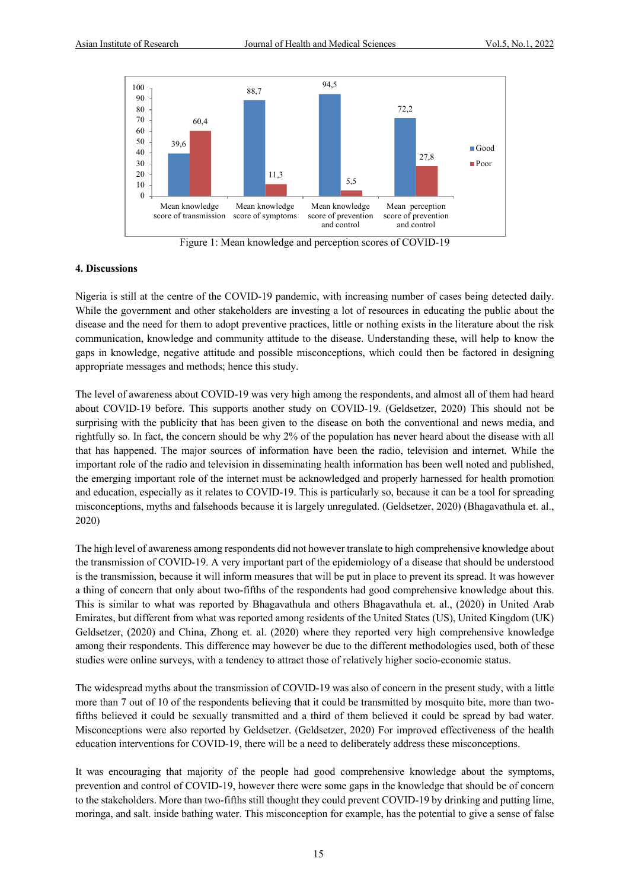Figure 1: Mean knowledge and perception scores of COVID-19

## 4. Discussions

Nigeria is still at the centre of the COVID-19 pandemic, with increasing number of cases being detected daily. While the government and other stakeholders are investing a lot of resources in educating the public about the disease and the need for them to adopt preventive practices, little or nothing exists in the literature about the risk communication, knowledge and community attitude to the disease. Understanding these, will help to know the gaps in knowledge, negative attitude and possible misconceptions, which could then be factored in designing appropriate messages and methods; hence this study.

The level of awareness about COVID-19 was very high among the respondents, and almost all of them had heard about COVID-19 before. This supports another study on COVID-19. (Geldsetzer, 2020) This should not be surprising with the publicity that has been given to the disease on both the conventional and news media, and rightfully so. In fact, the concern should be why 2% of the population has never heard about the disease with all that has happened. The major sources of information have been the radio, television and internet. While the important role of the radio and television in disseminating health information has been well noted and published, the emerging important role of the internet must be acknowledged and properly harnessed for health promotion and education, especially as it relates to COVID-19. This is particularly so, because it can be a tool for spreading misconceptions, myths and falsehoods because it is largely unregulated. (Geldsetzer, 2020) (Bhagavathula et. al., 2020)

The high level of awareness among respondents did not however translate to high comprehensive knowledge about the transmission of COVID-19. A very important part of the epidemiology of a disease that should be understood is the transmission, because it will inform measures that will be put in place to prevent its spread. It was however a thing of concern that only about two-fifths of the respondents had good comprehensive knowledge about this. This is similar to what was reported by Bhagavathula and others Bhagavathula et. al., (2020) in United Arab Emirates, but different from what was reported among residents of the United States (US), United Kingdom (UK) Geldsetzer, (2020) and China, Zhong et. al. (2020) where they reported very high comprehensive knowledge among their respondents. This difference may however be due to the different methodologies used, both of these studies were online surveys, with a tendency to attract those of relatively higher socio-economic status.

The widespread myths about the transmission of COVID-19 was also of concern in the present study, with a little more than 7 out of 10 of the respondents believing that it could be transmitted by mosquito bite, more than two-fifths believed it could be sexually transmitted and a third of them believed it could be spread by bad water. Misconceptions were also reported by Geldsetzer. (Geldsetzer, 2020) For improved effectiveness of the health education interventions for COVID-19, there will be a need to deliberately address these misconceptions.

It was encouraging that majority of the people had good comprehensive knowledge about the symptoms, prevention and control of COVID-19, however there were some gaps in the knowledge that should be of concern to the stakeholders. More than two-fifths still thought they could prevent COVID-19 by drinking and putting lime, moringa, and salt. inside bathing water. This misconception for example, has the potential to give a sense of false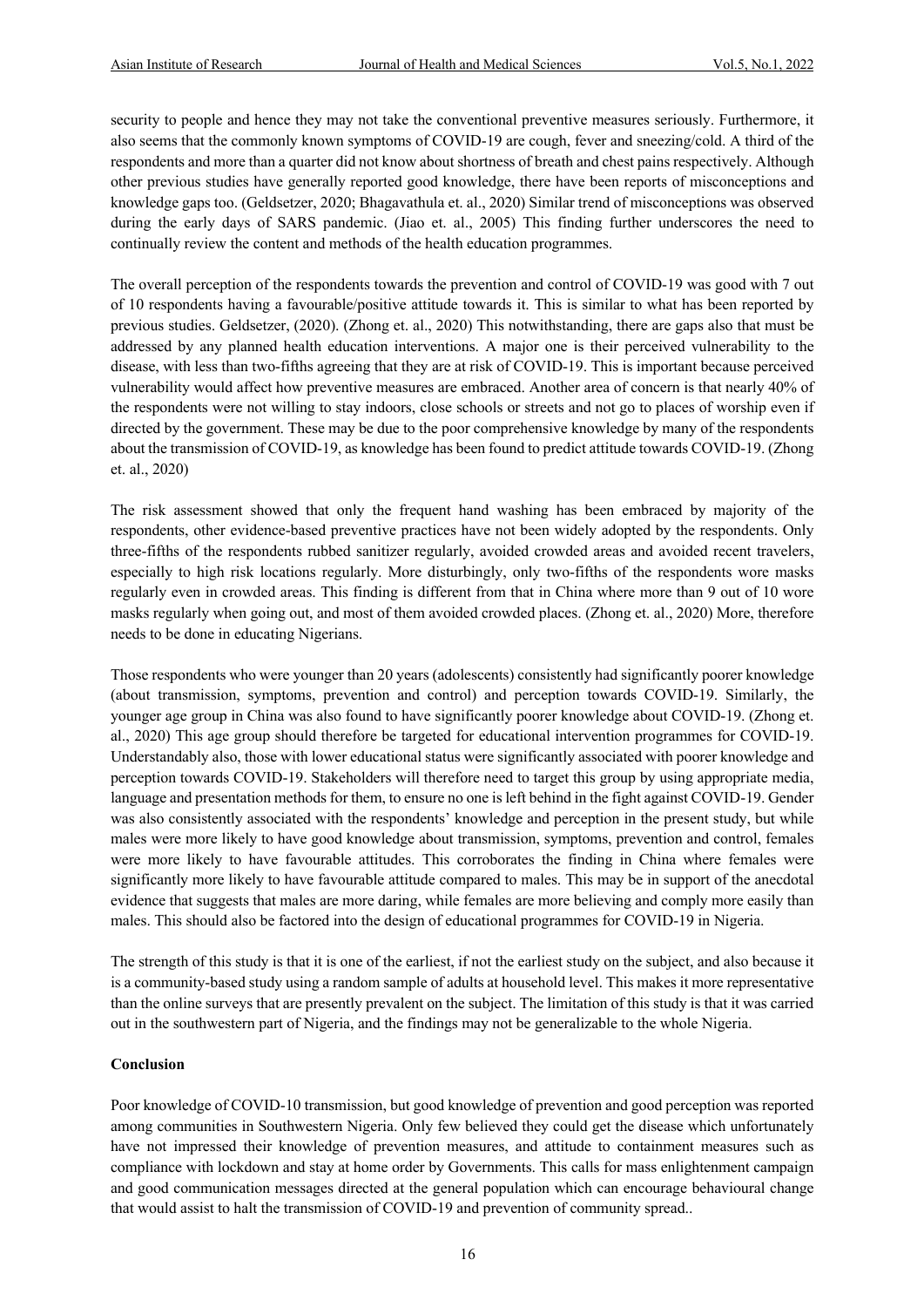security to people and hence they may not take the conventional preventive measures seriously. Furthermore, it also seems that the commonly known symptoms of COVID-19 are cough, fever and sneezing/cold. A third of the respondents and more than a quarter did not know about shortness of breath and chest pains respectively. Although other previous studies have generally reported good knowledge, there have been reports of misconceptions and knowledge gaps too. (Geldsetzer, 2020; Bhagavathula et. al., 2020) Similar trend of misconceptions was observed during the early days of SARS pandemic. (Jiao et. al., 2005) This finding further underscores the need to continually review the content and methods of the health education programmes.

The overall perception of the respondents towards the prevention and control of COVID-19 was good with 7 out of 10 respondents having a favourable/positive attitude towards it. This is similar to what has been reported by previous studies. Geldsetzer, (2020). (Zhong et. al., 2020) This notwithstanding, there are gaps also that must be addressed by any planned health education interventions. A major one is their perceived vulnerability to the disease, with less than two-fifths agreeing that they are at risk of COVID-19. This is important because perceived vulnerability would affect how preventive measures are embraced. Another area of concern is that nearly 40% of the respondents were not willing to stay indoors, close schools or streets and not go to places of worship even if directed by the government. These may be due to the poor comprehensive knowledge by many of the respondents about the transmission of COVID-19, as knowledge has been found to predict attitude towards COVID-19. (Zhong et. al., 2020)

The risk assessment showed that only the frequent hand washing has been embraced by majority of the respondents, other evidence-based preventive practices have not been widely adopted by the respondents. Only three-fifths of the respondents rubbed sanitizer regularly, avoided crowded areas and avoided recent travelers, especially to high risk locations regularly. More disturbingly, only two-fifths of the respondents wore masks regularly even in crowded areas. This finding is different from that in China where more than 9 out of 10 wore masks regularly when going out, and most of them avoided crowded places. (Zhong et. al., 2020) More, therefore needs to be done in educating Nigerians.

Those respondents who were younger than 20 years (adolescents) consistently had significantly poorer knowledge (about transmission, symptoms, prevention and control) and perception towards COVID-19. Similarly, the younger age group in China was also found to have significantly poorer knowledge about COVID-19. (Zhong et. al., 2020) This age group should therefore be targeted for educational intervention programmes for COVID-19. Understandably also, those with lower educational status were significantly associated with poorer knowledge and perception towards COVID-19. Stakeholders will therefore need to target this group by using appropriate media, language and presentation methods for them, to ensure no one is left behind in the fight against COVID-19. Gender was also consistently associated with the respondents' knowledge and perception in the present study, but while males were more likely to have good knowledge about transmission, symptoms, prevention and control, females were more likely to have favourable attitudes. This corroborates the finding in China where females were significantly more likely to have favourable attitude compared to males. This may be in support of the anecdotal evidence that suggests that males are more daring, while females are more believing and comply more easily than males. This should also be factored into the design of educational programmes for COVID-19 in Nigeria.

The strength of this study is that it is one of the earliest, if not the earliest study on the subject, and also because it is a community-based study using a random sample of adults at household level. This makes it more representative than the online surveys that are presently prevalent on the subject. The limitation of this study is that it was carried out in the southwestern part of Nigeria, and the findings may not be generalizable to the whole Nigeria.

## Conclusion

Poor knowledge of COVID-10 transmission, but good knowledge of prevention and good perception was reported among communities in Southwestern Nigeria. Only few believed they could get the disease which unfortunately have not impressed their knowledge of prevention measures, and attitude to containment measures such as compliance with lockdown and stay at home order by Governments. This calls for mass enlightenment campaign and good communication messages directed at the general population which can encourage behavioural change that would assist to halt the transmission of COVID-19 and prevention of community spread..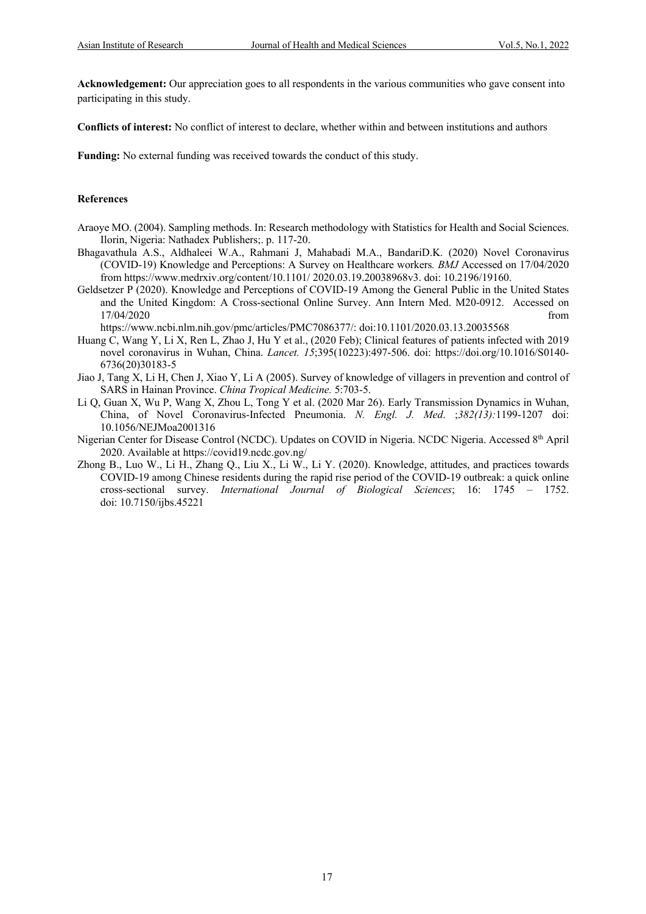**Acknowledgement:** Our appreciation goes to all respondents in the various communities who gave consent into participating in this study.

**Conflicts of interest:** No conflict of interest to declare, whether within and between institutions and authors

**Funding:** No external funding was received towards the conduct of this study.

## References

Araoye MO. (2004). Sampling methods. In: Research methodology with Statistics for Health and Social Sciences. Ilorin, Nigeria: Nathadex Publishers;. p. 117-20.

Bhagavathula A.S., Aldhaleei W.A., Rahmani J, Mahabadi M.A., BandariD.K. (2020) Novel Coronavirus (COVID-19) Knowledge and Perceptions: A Survey on Healthcare workers. *BMJ* Accessed on 17/04/2020 from https://www.medrxiv.org/content/10.1101/ 2020.03.19.20038968v3. doi: 10.2196/19160.

Geldsetzer P (2020). Knowledge and Perceptions of COVID-19 Among the General Public in the United States and the United Kingdom: A Cross-sectional Online Survey. Ann Intern Med. M20-0912. Accessed on 17/04/2020 from https://www.ncbi.nlm.nih.gov/pmc/articles/PMC7086377/: doi:10.1101/2020.03.13.20035568

Huang C, Wang Y, Li X, Ren L, Zhao J, Hu Y et al., (2020 Feb); Clinical features of patients infected with 2019 novel coronavirus in Wuhan, China. *Lancet. 15*;395(10223):497-506. doi: https://doi.org/10.1016/S0140-6736(20)30183-5

Jiao J, Tang X, Li H, Chen J, Xiao Y, Li A (2005). Survey of knowledge of villagers in prevention and control of SARS in Hainan Province. *China Tropical Medicine.* 5:703-5.

Li Q, Guan X, Wu P, Wang X, Zhou L, Tong Y et al. (2020 Mar 26). Early Transmission Dynamics in Wuhan, China, of Novel Coronavirus-Infected Pneumonia. *N. Engl. J. Med*. ;*382(13):*1199-1207 doi: 10.1056/NEJMoa2001316

Nigerian Center for Disease Control (NCDC). Updates on COVID in Nigeria. NCDC Nigeria. Accessed 8th April 2020. Available at https://covid19.ncdc.gov.ng/

Zhong B., Luo W., Li H., Zhang Q., Liu X., Li W., Li Y. (2020). Knowledge, attitudes, and practices towards COVID-19 among Chinese residents during the rapid rise period of the COVID-19 outbreak: a quick online cross-sectional survey. *International Journal of Biological Sciences*; 16: 1745 – 1752. doi: 10.7150/ijbs.45221